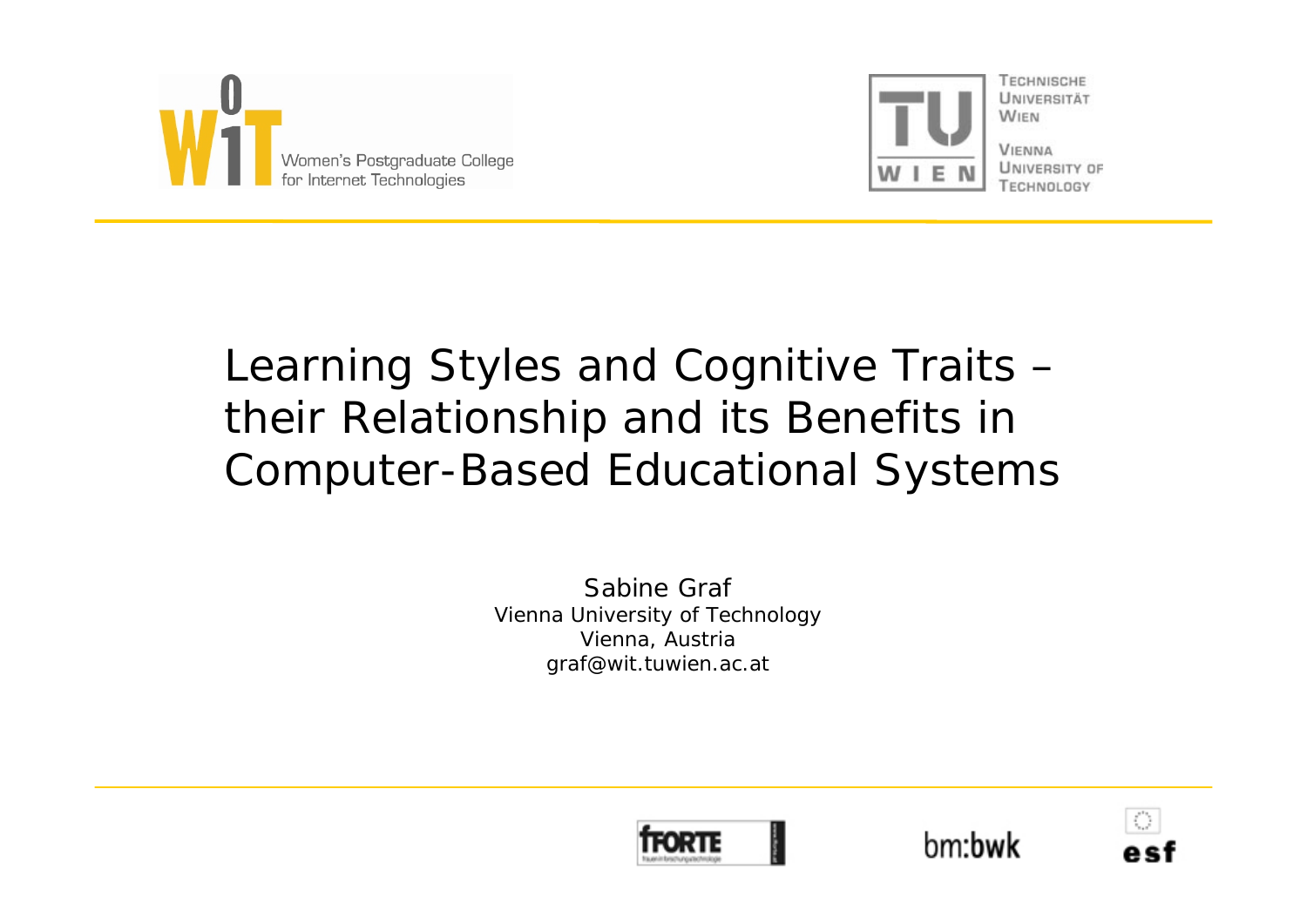# Learning Styles and Cognitive Traits – their Relationship and its Benefits in Computer-Based Educational Systems

Sabine Graf
Vienna University of Technology
Vienna, Austria
graf@wit.tuwien.ac.at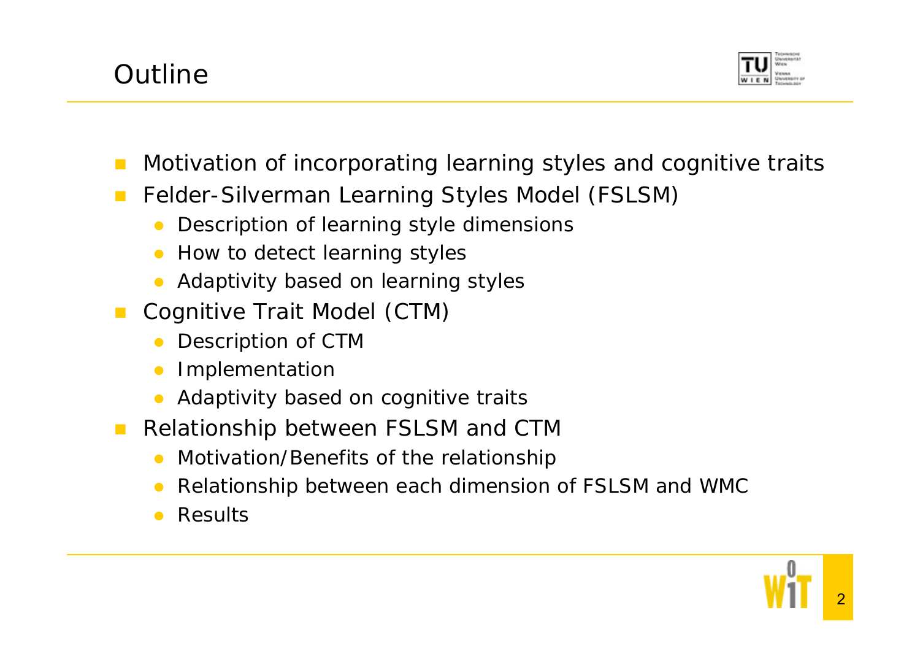## Outline

- Motivation of incorporating learning styles and cognitive traits
- Felder-Silverman Learning Styles Model (FSLSM)
  - Description of learning style dimensions
  - How to detect learning styles
  - Adaptivity based on learning styles
- Cognitive Trait Model (CTM)
  - Description of CTM
  - Implementation
  - Adaptivity based on cognitive traits
- Relationship between FSLSM and CTM
  - Motivation/Benefits of the relationship
  - Relationship between each dimension of FSLSM and WMC
  - Results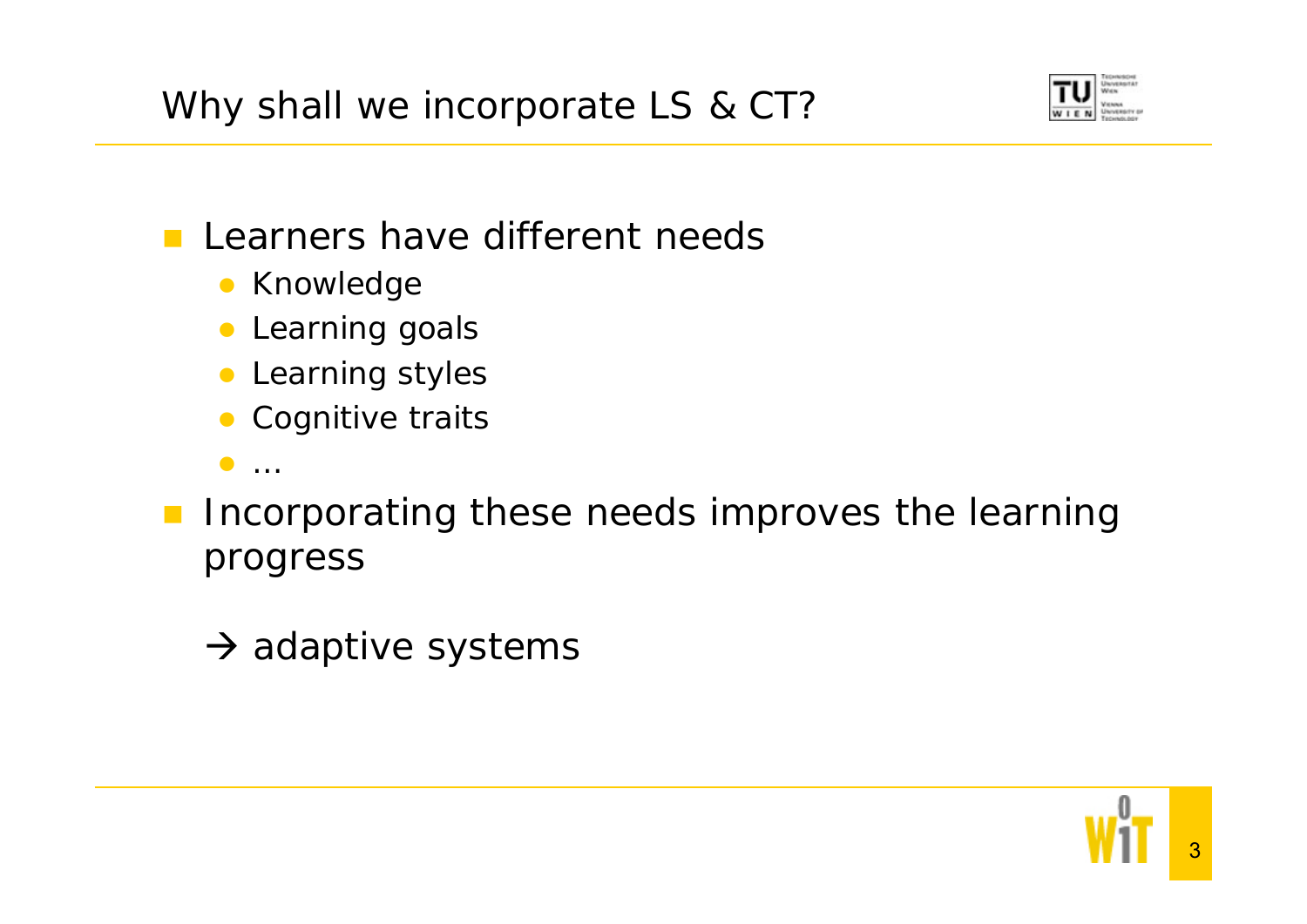# Why shall we incorporate LS & CT?

- Learners have different needs
  - Knowledge
  - Learning goals
  - Learning styles
  - Cognitive traits
  - …
- Incorporating these needs improves the learning progress

  → adaptive systems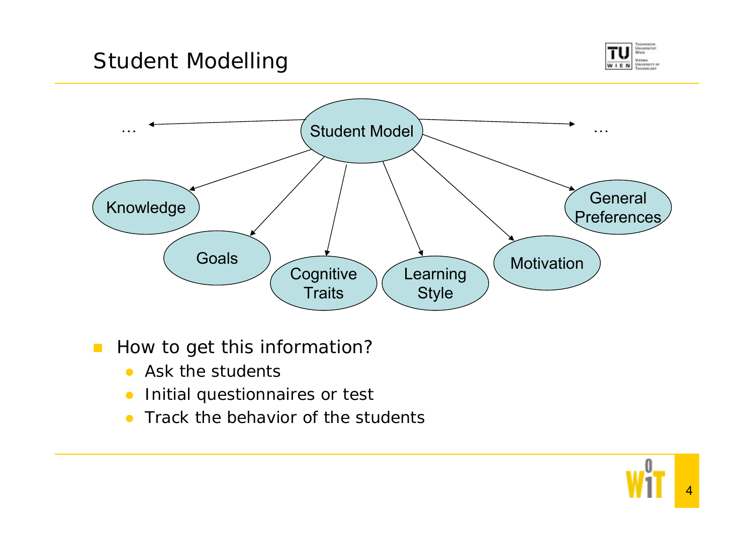# Student Modelling

Student Model → Knowledge, Goals, Cognitive Traits, Learning Style, Motivation, General Preferences, …

- How to get this information?
  - Ask the students
  - Initial questionnaires or test
  - Track the behavior of the students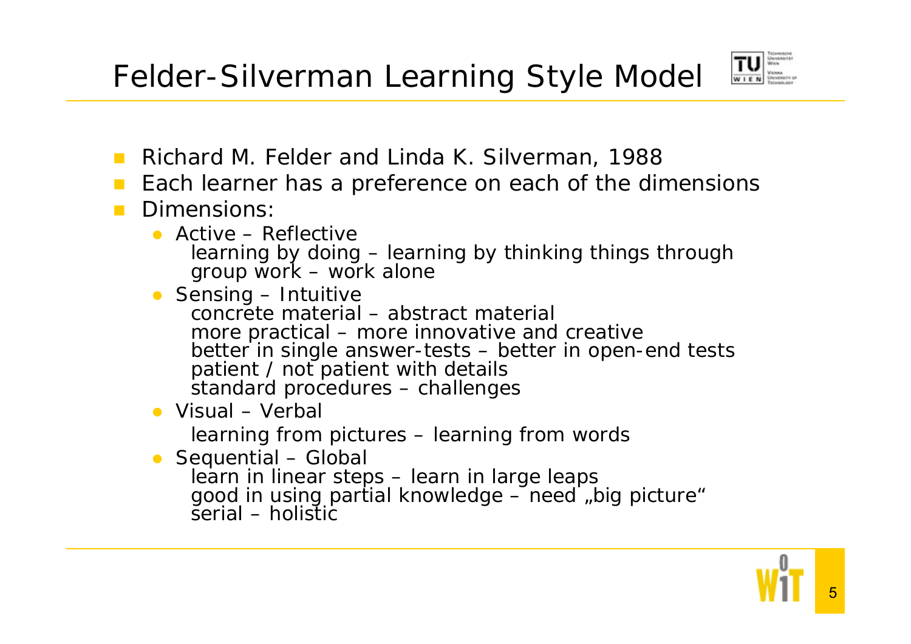# Felder-Silverman Learning Style Model

- Richard M. Felder and Linda K. Silverman, 1988
- Each learner has a preference on each of the dimensions
- Dimensions:
  - Active – Reflective
    learning by doing – learning by thinking things through
    group work – work alone
  - Sensing – Intuitive
    concrete material – abstract material
    more practical – more innovative and creative
    better in single answer-tests – better in open-end tests
    patient / not patient with details
    standard procedures – challenges
  - Visual – Verbal
    learning from pictures – learning from words
  - Sequential – Global
    learn in linear steps – learn in large leaps
    good in using partial knowledge – need „big picture"
    serial – holistic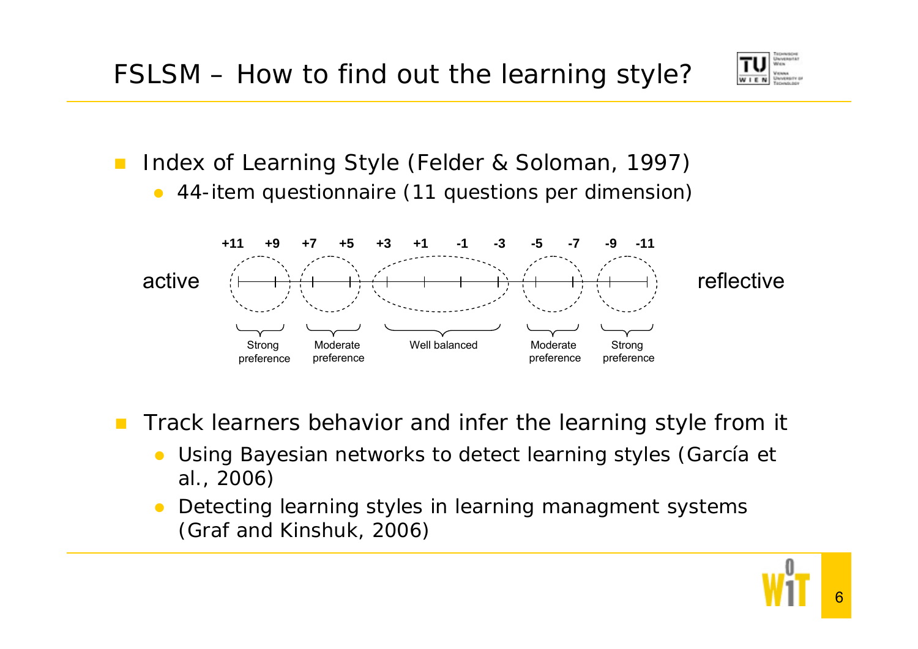# FSLSM – How to find out the learning style?

- Index of Learning Style (Felder & Soloman, 1997)
  - 44-item questionnaire (11 questions per dimension)

| active | +11 | +9 | +7 | +5 | +3 | +1 | -1 | -3 | -5 | -7 | -9 | -11 | reflective |
|---|---|---|---|---|---|---|---|---|---|---|---|---|---|
| | Strong preference | | Moderate preference | | Well balanced | | | | Moderate preference | | Strong preference | | |

- Track learners behavior and infer the learning style from it
  - Using Bayesian networks to detect learning styles (García et al., 2006)
  - Detecting learning styles in learning managment systems (Graf and Kinshuk, 2006)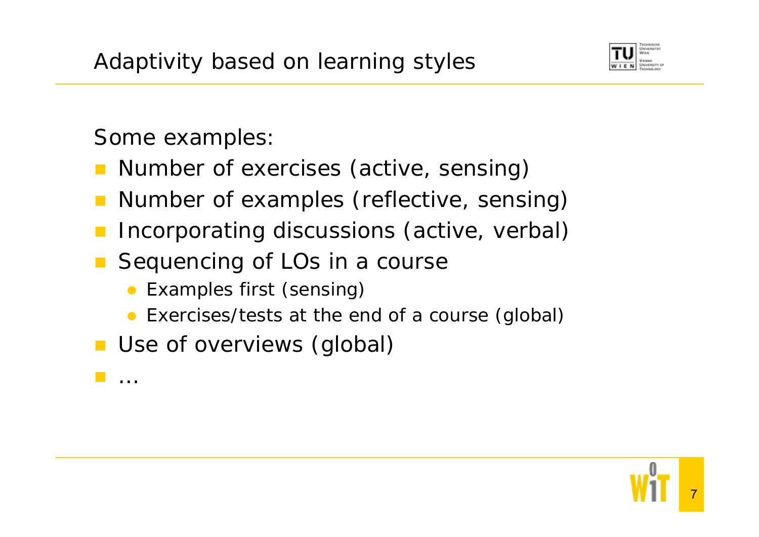# Adaptivity based on learning styles

Some examples:

- Number of exercises (active, sensing)
- Number of examples (reflective, sensing)
- Incorporating discussions (active, verbal)
- Sequencing of LOs in a course
  - Examples first (sensing)
  - Exercises/tests at the end of a course (global)
- Use of overviews (global)
- …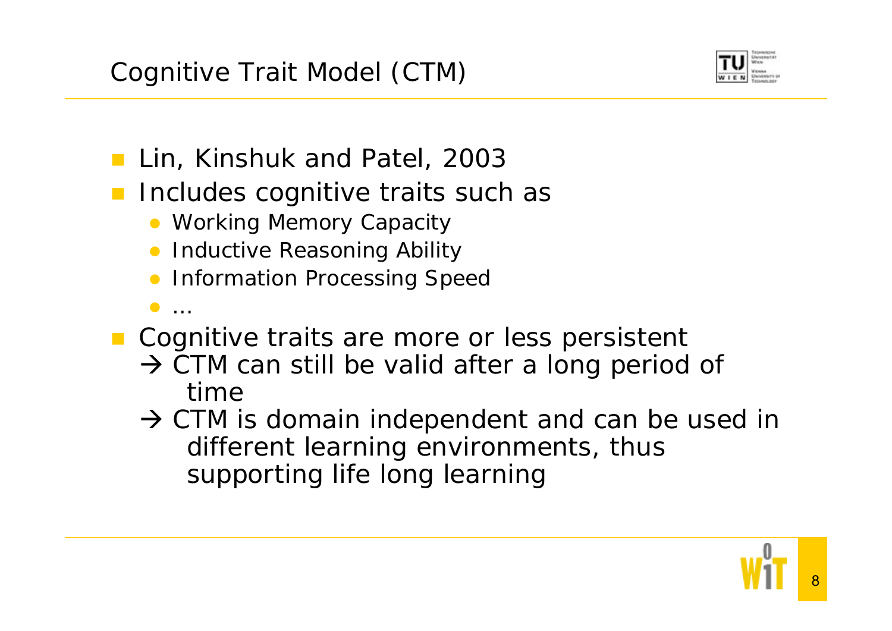# Cognitive Trait Model (CTM)

- Lin, Kinshuk and Patel, 2003
- Includes cognitive traits such as
  - Working Memory Capacity
  - Inductive Reasoning Ability
  - Information Processing Speed
  - ...
- Cognitive traits are more or less persistent
  → CTM can still be valid after a long period of time
  → CTM is domain independent and can be used in different learning environments, thus supporting life long learning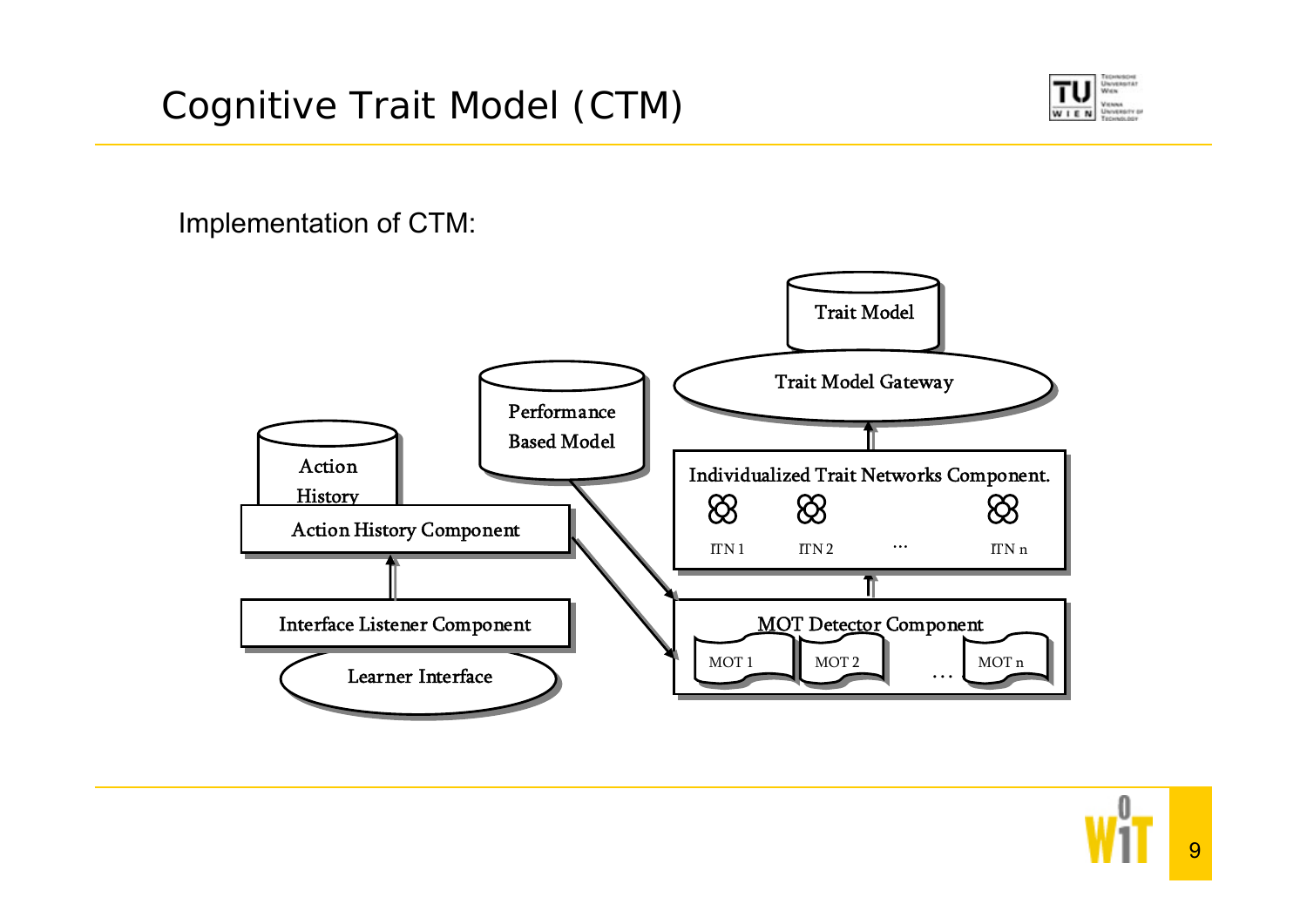# Cognitive Trait Model (CTM)

Implementation of CTM:

Trait Model

Trait Model Gateway

Performance Based Model

Action History

Action History Component

Individualized Trait Networks Component.

ITN 1 ITN 2 … ITN n

Interface Listener Component

MOT Detector Component

MOT 1 MOT 2 … MOT n

Learner Interface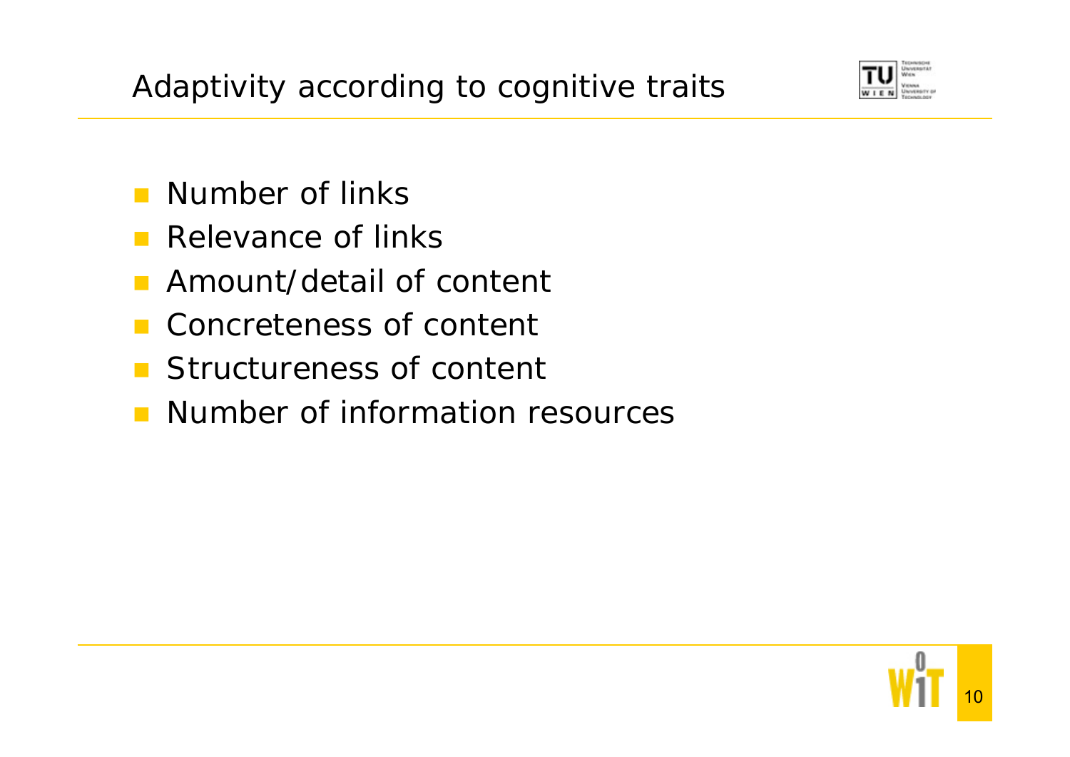# Adaptivity according to cognitive traits

- Number of links
- Relevance of links
- Amount/detail of content
- Concreteness of content
- Structureness of content
- Number of information resources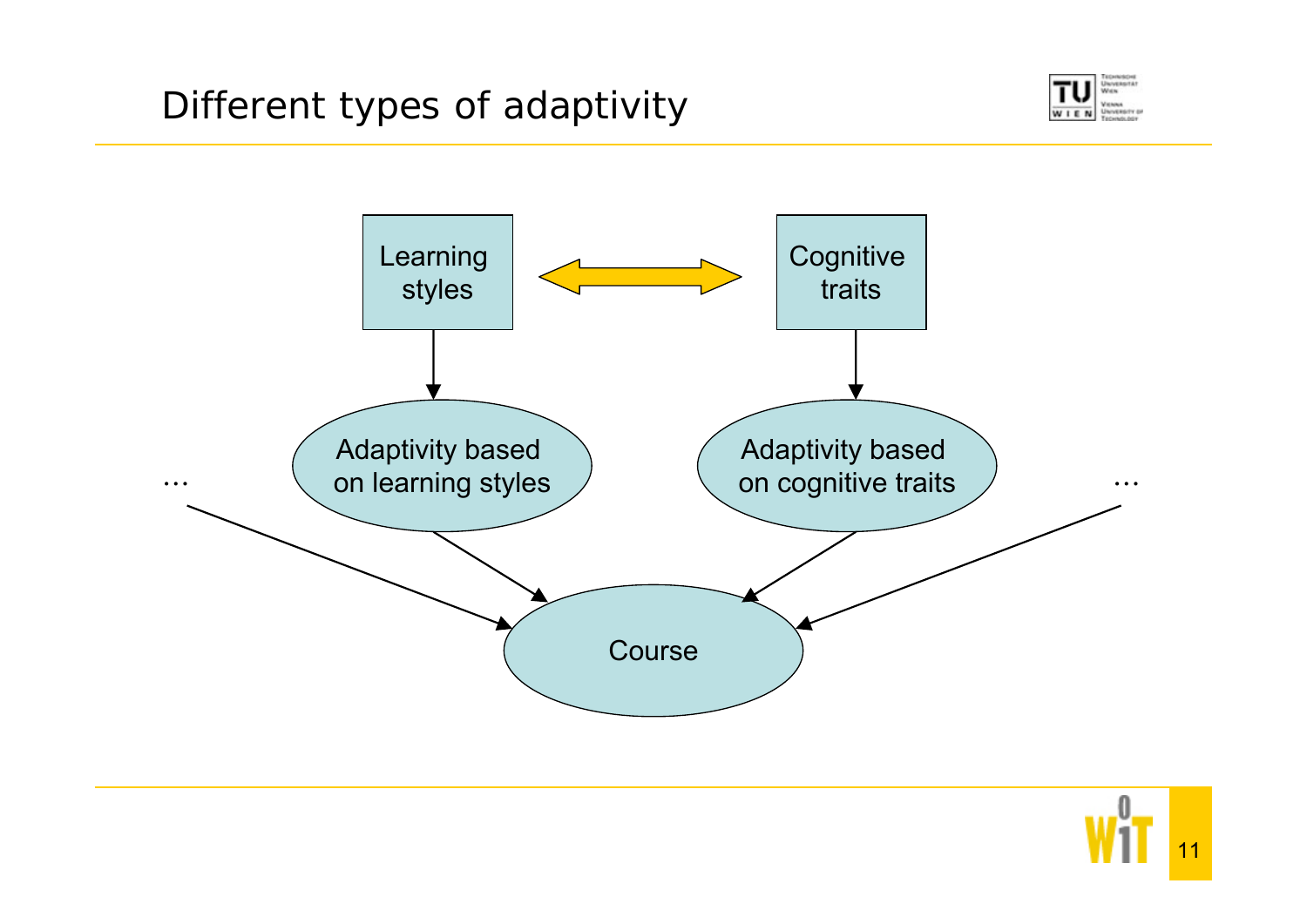# Different types of adaptivity

Learning styles ⟷ Cognitive traits

Learning styles → Adaptivity based on learning styles

Cognitive traits → Adaptivity based on cognitive traits

… → Course

Adaptivity based on learning styles → Course

Adaptivity based on cognitive traits → Course

… → Course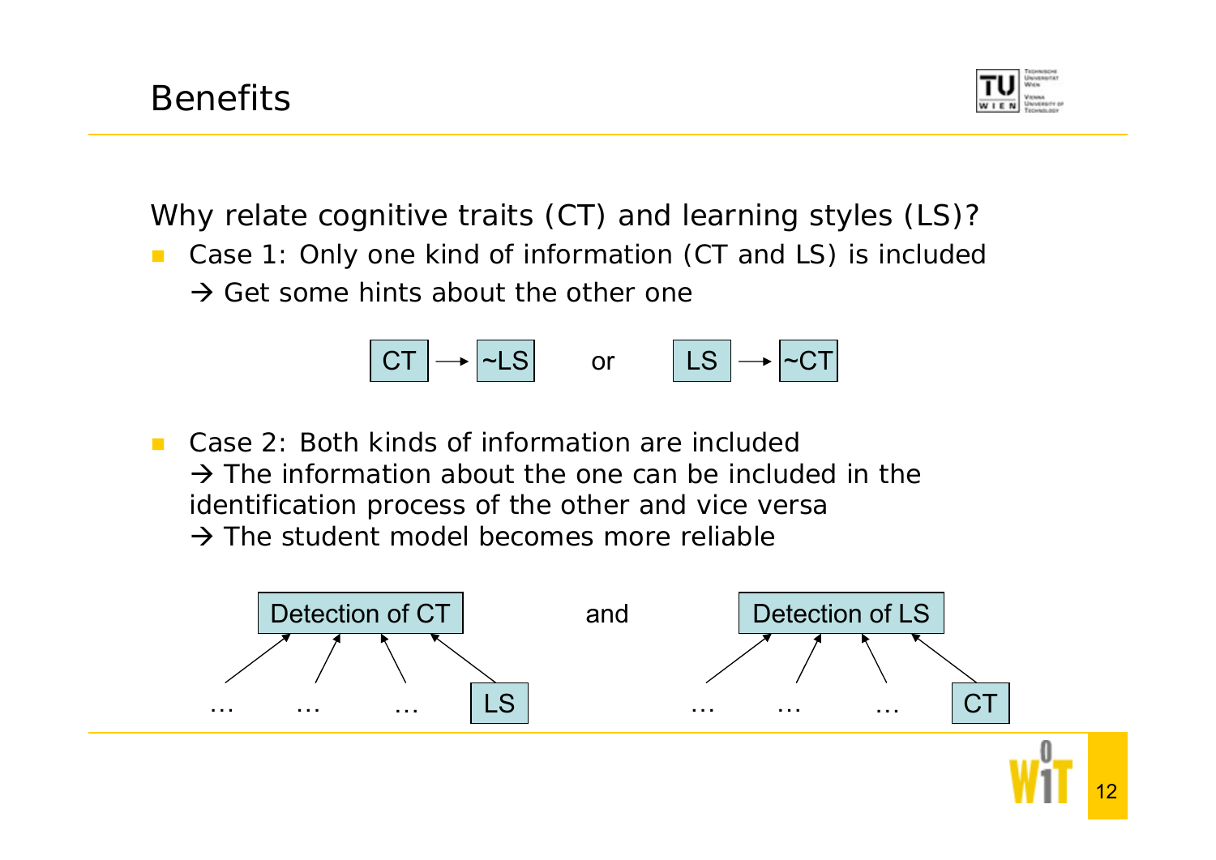# Benefits

Why relate cognitive traits (CT) and learning styles (LS)?

- Case 1: Only one kind of information (CT and LS) is included
  → Get some hints about the other one

CT → ~LS    or    LS → ~CT

- Case 2: Both kinds of information are included
  → The information about the one can be included in the identification process of the other and vice versa
  → The student model becomes more reliable

Detection of CT ← … … … LS    and    Detection of LS ← … … … CT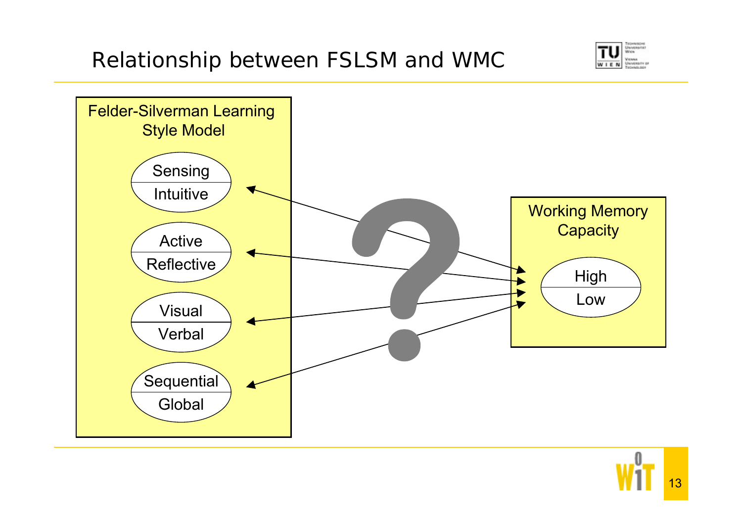# Relationship between FSLSM and WMC

Felder-Silverman Learning Style Model

- Sensing / Intuitive
- Active / Reflective
- Visual / Verbal
- Sequential / Global

Working Memory Capacity

- High / Low

?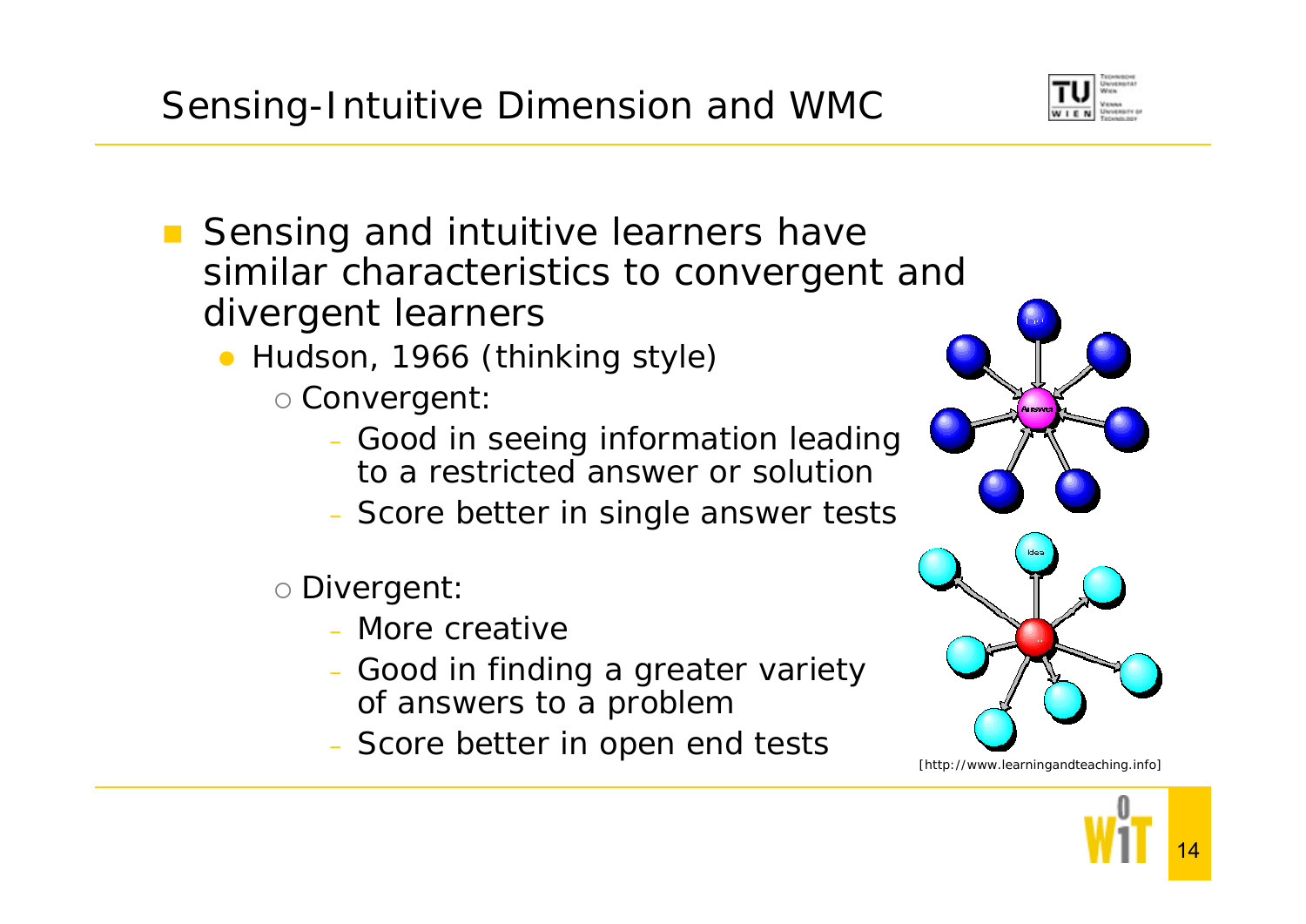# Sensing-Intuitive Dimension and WMC

- Sensing and intuitive learners have similar characteristics to convergent and divergent learners
  - Hudson, 1966 (thinking style)
    - Convergent:
      - Good in seeing information leading to a restricted answer or solution
      - Score better in single answer tests
    - Divergent:
      - More creative
      - Good in finding a greater variety of answers to a problem
      - Score better in open end tests

[http://www.learningandteaching.info]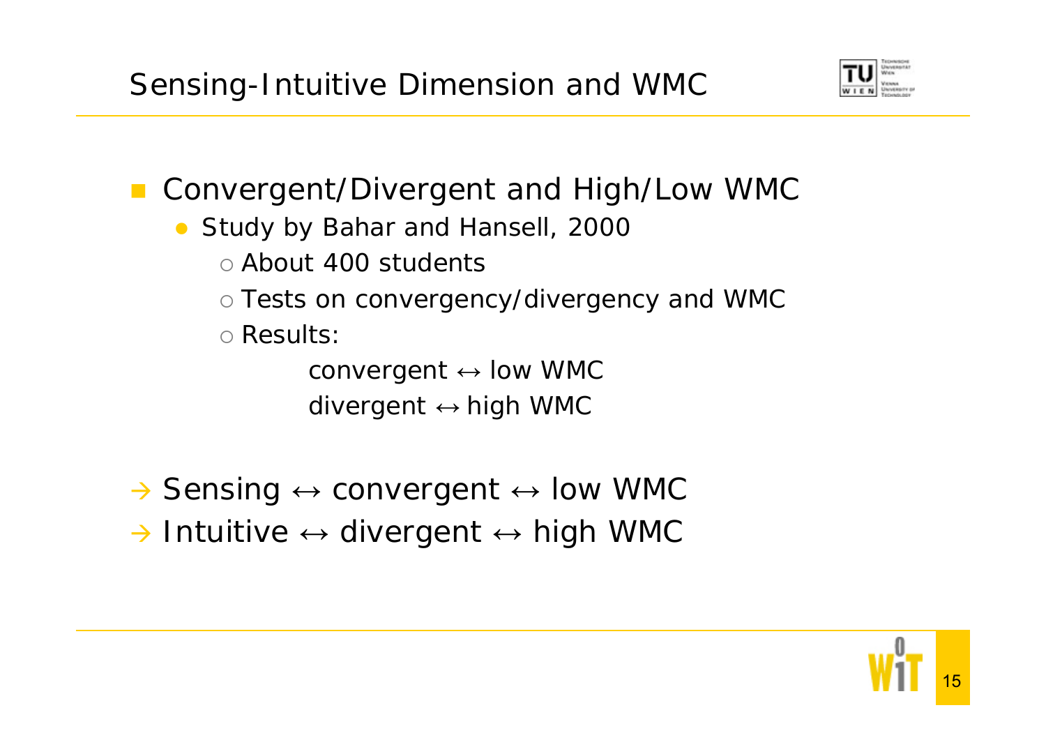# Sensing-Intuitive Dimension and WMC

- Convergent/Divergent and High/Low WMC
  - Study by Bahar and Hansell, 2000
    - About 400 students
    - Tests on convergency/divergency and WMC
    - Results:

      convergent ↔ low WMC

      divergent ↔ high WMC

→ Sensing ↔ convergent ↔ low WMC

→ Intuitive ↔ divergent ↔ high WMC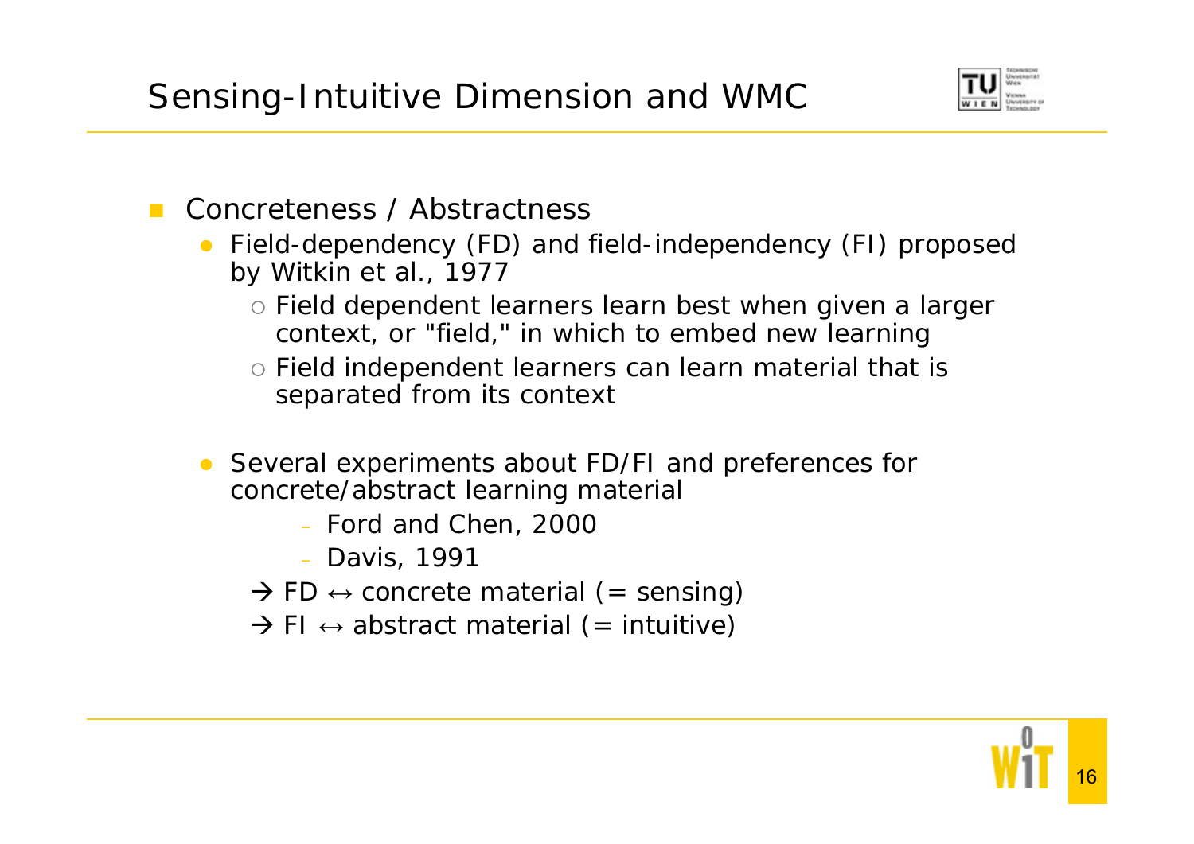# Sensing-Intuitive Dimension and WMC

- Concreteness / Abstractness
  - Field-dependency (FD) and field-independency (FI) proposed by Witkin et al., 1977
    - Field dependent learners learn best when given a larger context, or "field," in which to embed new learning
    - Field independent learners can learn material that is separated from its context
  - Several experiments about FD/FI and preferences for concrete/abstract learning material
    - Ford and Chen, 2000
    - Davis, 1991

    → FD ↔ concrete material (= sensing)

    → FI ↔ abstract material (= intuitive)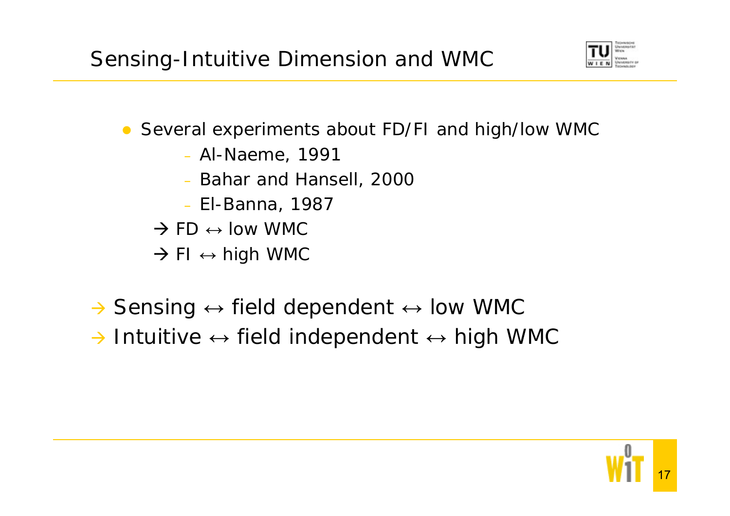# Sensing-Intuitive Dimension and WMC

- Several experiments about FD/FI and high/low WMC
  - Al-Naeme, 1991
  - Bahar and Hansell, 2000
  - El-Banna, 1987

  → FD ↔ low WMC

  → FI ↔ high WMC

→ Sensing ↔ field dependent ↔ low WMC

→ Intuitive ↔ field independent ↔ high WMC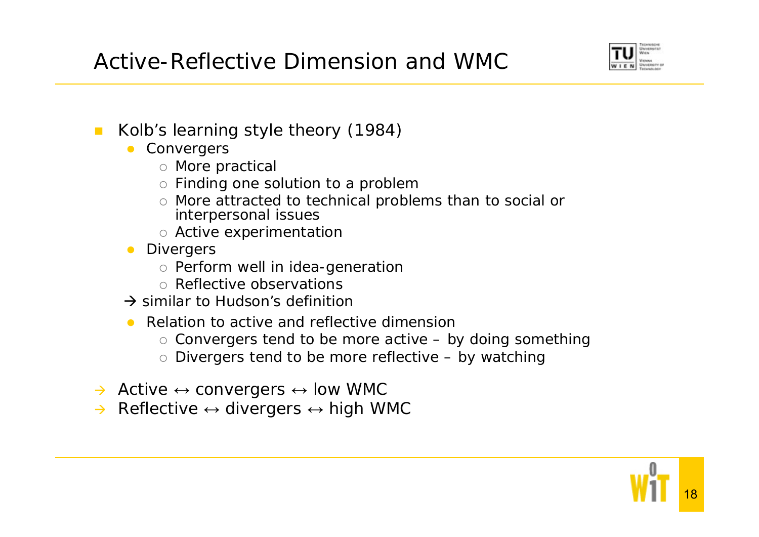# Active-Reflective Dimension and WMC

- Kolb's learning style theory (1984)
  - Convergers
    - More practical
    - Finding one solution to a problem
    - More attracted to technical problems than to social or interpersonal issues
    - Active experimentation
  - Divergers
    - Perform well in idea-generation
    - Reflective observations
  
  → similar to Hudson's definition
  - Relation to active and reflective dimension
    - Convergers tend to be more active – by doing something
    - Divergers tend to be more reflective – by watching

→ Active ↔ convergers ↔ low WMC

→ Reflective ↔ divergers ↔ high WMC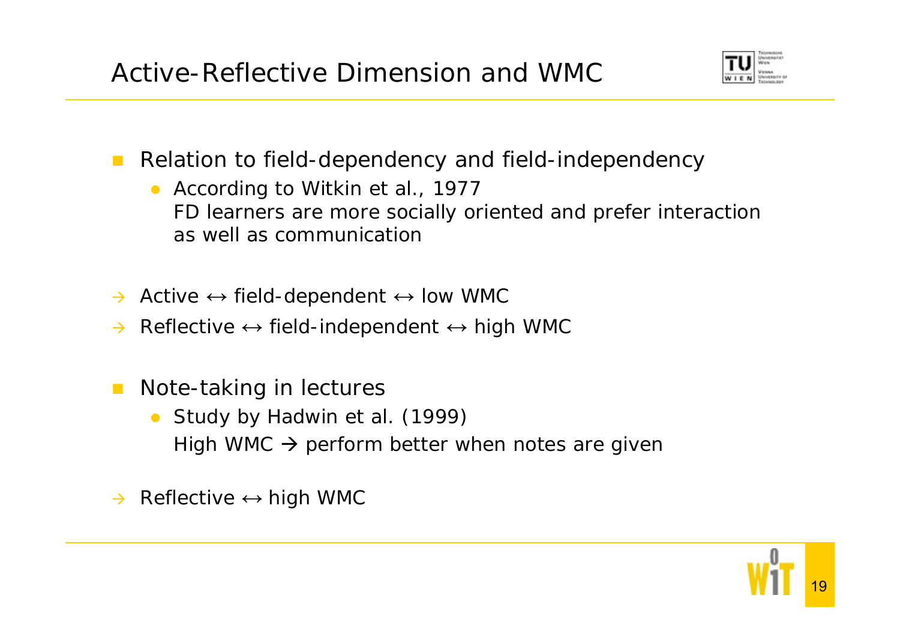# Active-Reflective Dimension and WMC

- Relation to field-dependency and field-independency
  - According to Witkin et al., 1977
    FD learners are more socially oriented and prefer interaction as well as communication

→ Active ↔ field-dependent ↔ low WMC

→ Reflective ↔ field-independent ↔ high WMC

- Note-taking in lectures
  - Study by Hadwin et al. (1999)
    High WMC → perform better when notes are given

→ Reflective ↔ high WMC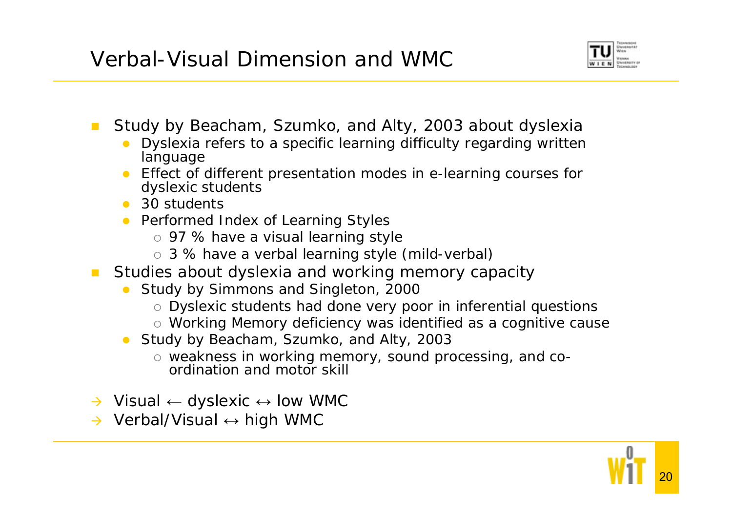# Verbal-Visual Dimension and WMC

- Study by Beacham, Szumko, and Alty, 2003 about dyslexia
  - Dyslexia refers to a specific learning difficulty regarding written language
  - Effect of different presentation modes in e-learning courses for dyslexic students
  - 30 students
  - Performed Index of Learning Styles
    - 97 % have a visual learning style
    - 3 % have a verbal learning style (mild-verbal)
- Studies about dyslexia and working memory capacity
  - Study by Simmons and Singleton, 2000
    - Dyslexic students had done very poor in inferential questions
    - Working Memory deficiency was identified as a cognitive cause
  - Study by Beacham, Szumko, and Alty, 2003
    - weakness in working memory, sound processing, and co-ordination and motor skill

→ Visual ← dyslexic ↔ low WMC

→ Verbal/Visual ↔ high WMC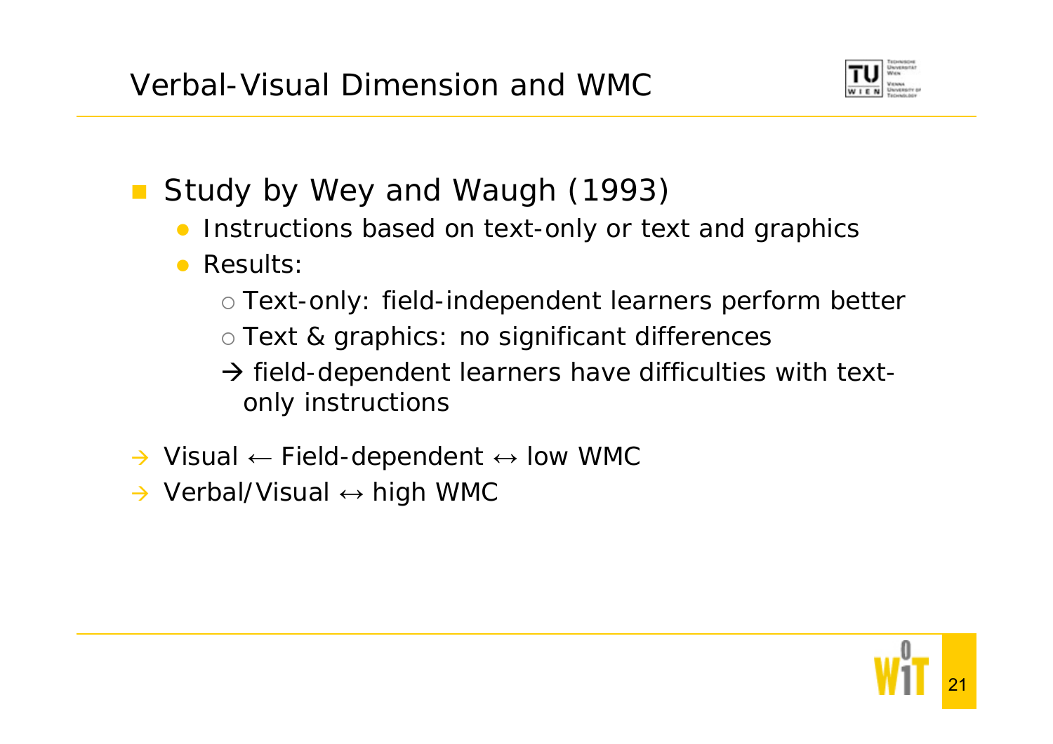# Verbal-Visual Dimension and WMC

- Study by Wey and Waugh (1993)
  - Instructions based on text-only or text and graphics
  - Results:
    - Text-only: field-independent learners perform better
    - Text & graphics: no significant differences
    - → field-dependent learners have difficulties with text-only instructions

→ Visual ← Field-dependent ↔ low WMC

→ Verbal/Visual ↔ high WMC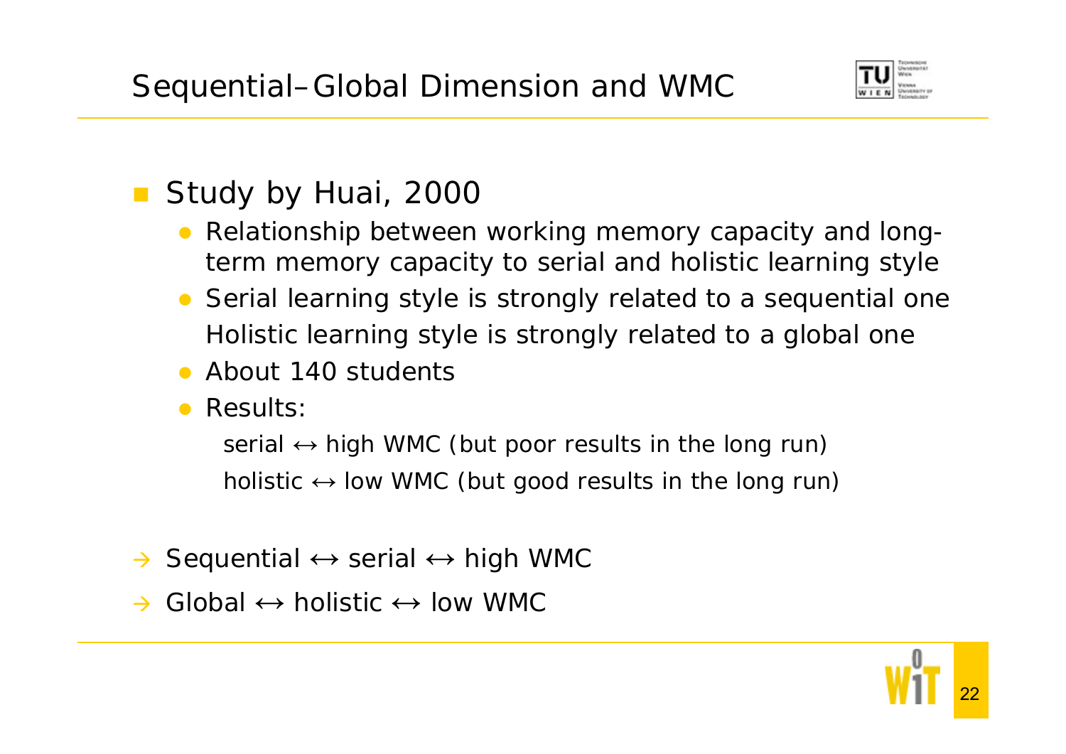# Sequential–Global Dimension and WMC

- Study by Huai, 2000
  - Relationship between working memory capacity and long-term memory capacity to serial and holistic learning style
  - Serial learning style is strongly related to a sequential one
    Holistic learning style is strongly related to a global one
  - About 140 students
  - Results:

    serial ↔ high WMC (but poor results in the long run)

    holistic ↔ low WMC (but good results in the long run)

→ Sequential ↔ serial ↔ high WMC

→ Global ↔ holistic ↔ low WMC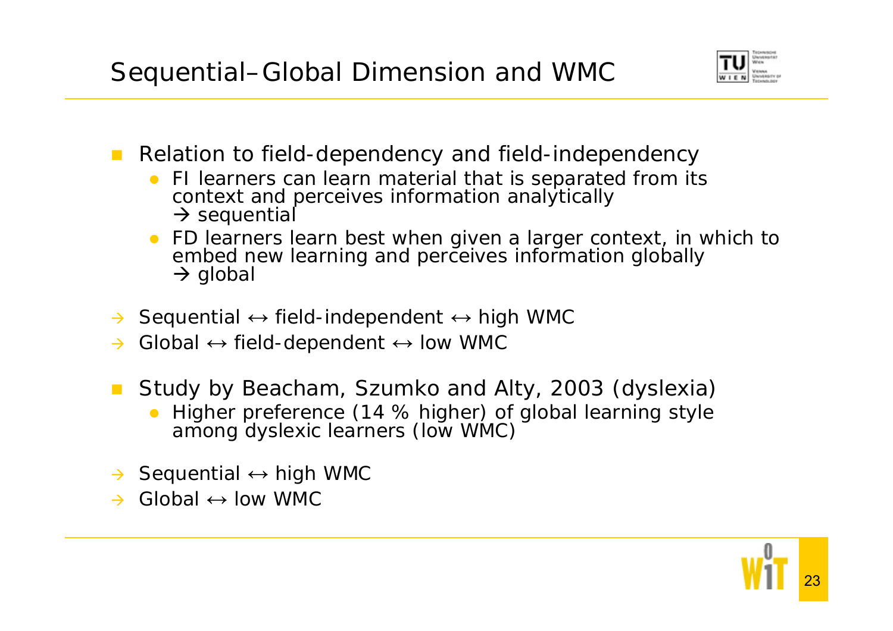# Sequential–Global Dimension and WMC

- Relation to field-dependency and field-independency
  - FI learners can learn material that is separated from its context and perceives information analytically
    → sequential
  - FD learners learn best when given a larger context, in which to embed new learning and perceives information globally
    → global

→ Sequential ↔ field-independent ↔ high WMC

→ Global ↔ field-dependent ↔ low WMC

- Study by Beacham, Szumko and Alty, 2003 (dyslexia)
  - Higher preference (14 % higher) of global learning style among dyslexic learners (low WMC)

→ Sequential ↔ high WMC

→ Global ↔ low WMC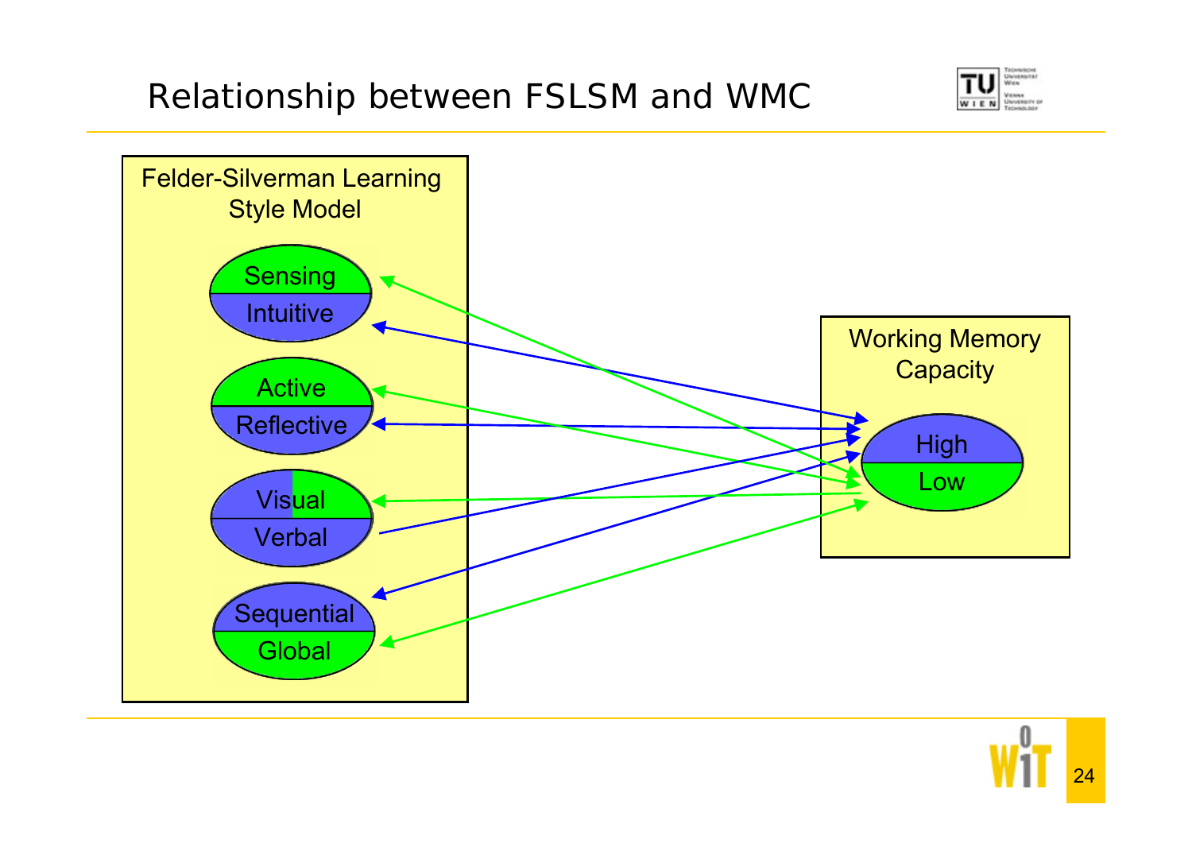# Relationship between FSLSM and WMC

Felder-Silverman Learning Style Model

- Sensing
- Intuitive
- Active
- Reflective
- Visual
- Verbal
- Sequential
- Global

Working Memory Capacity

- High
- Low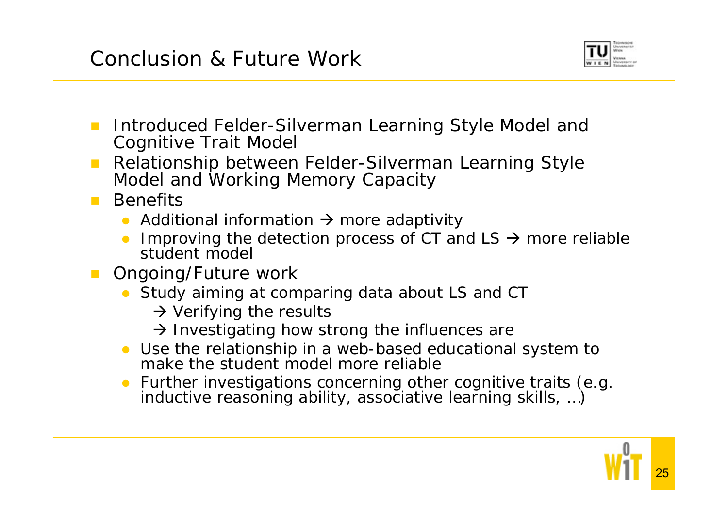# Conclusion & Future Work

- Introduced Felder-Silverman Learning Style Model and Cognitive Trait Model
- Relationship between Felder-Silverman Learning Style Model and Working Memory Capacity
- Benefits
  - Additional information → more adaptivity
  - Improving the detection process of CT and LS → more reliable student model
- Ongoing/Future work
  - Study aiming at comparing data about LS and CT
    - → Verifying the results
    - → Investigating how strong the influences are
  - Use the relationship in a web-based educational system to make the student model more reliable
  - Further investigations concerning other cognitive traits (e.g. inductive reasoning ability, associative learning skills, …)